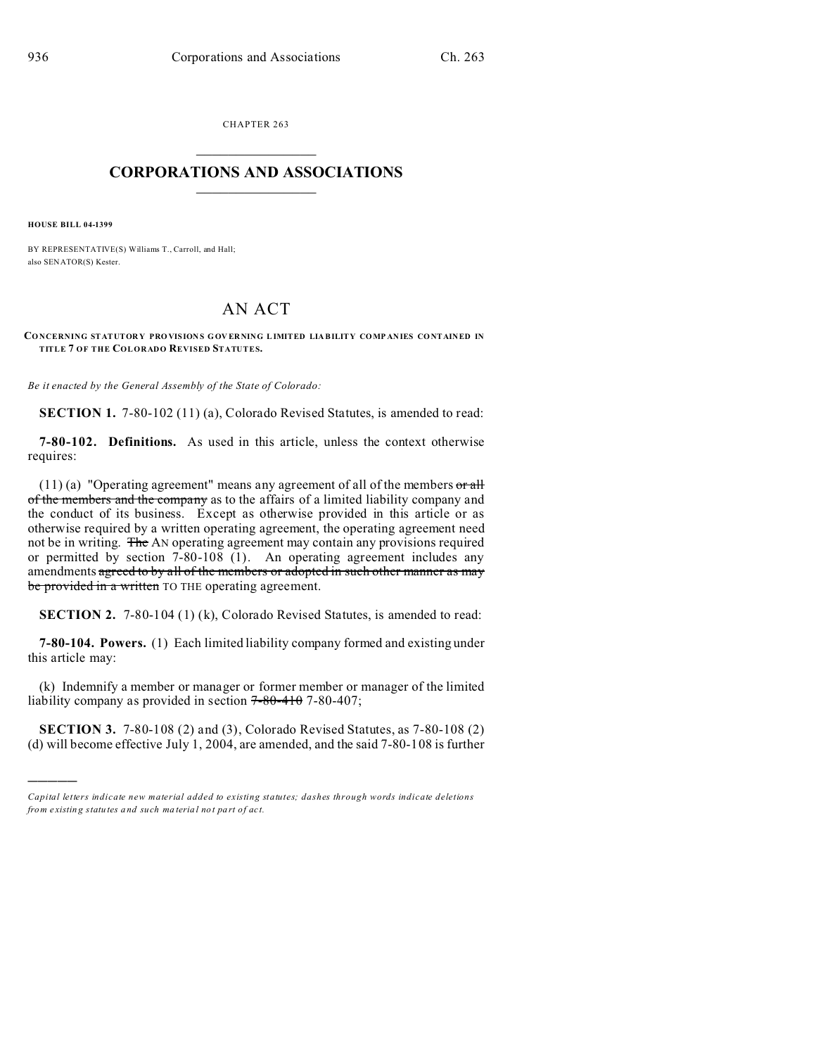CHAPTER 263

# CORPORATIONS AND ASSOCIATIONS

**HOUSE BILL 04-1399**

BY REPRESENTATIVE(S) Williams T., Carroll, and Hall;
also SENATOR(S) Kester.

# AN ACT

**CONCERNING STATUTORY PROVISIONS GOVERNING LIMITED LIABILITY COMPANIES CONTAINED IN TITLE 7 OF THE COLORADO REVISED STATUTES.**

*Be it enacted by the General Assembly of the State of Colorado:*

**SECTION 1.** 7-80-102 (11) (a), Colorado Revised Statutes, is amended to read:

**7-80-102. Definitions.** As used in this article, unless the context otherwise requires:

(11) (a) "Operating agreement" means any agreement of all of the members ~~or all of the members and the company~~ as to the affairs of a limited liability company and the conduct of its business. Except as otherwise provided in this article or as otherwise required by a written operating agreement, the operating agreement need not be in writing. ~~The~~ AN operating agreement may contain any provisions required or permitted by section 7-80-108 (1). An operating agreement includes any amendments ~~agreed to by all of the members or adopted in such other manner as may be provided in a written~~ TO THE operating agreement.

**SECTION 2.** 7-80-104 (1) (k), Colorado Revised Statutes, is amended to read:

**7-80-104. Powers.** (1) Each limited liability company formed and existing under this article may:

(k) Indemnify a member or manager or former member or manager of the limited liability company as provided in section ~~7-80-410~~ 7-80-407;

**SECTION 3.** 7-80-108 (2) and (3), Colorado Revised Statutes, as 7-80-108 (2) (d) will become effective July 1, 2004, are amended, and the said 7-80-108 is further

---

*Capital letters indicate new material added to existing statutes; dashes through words indicate deletions from existing statutes and such material not part of act.*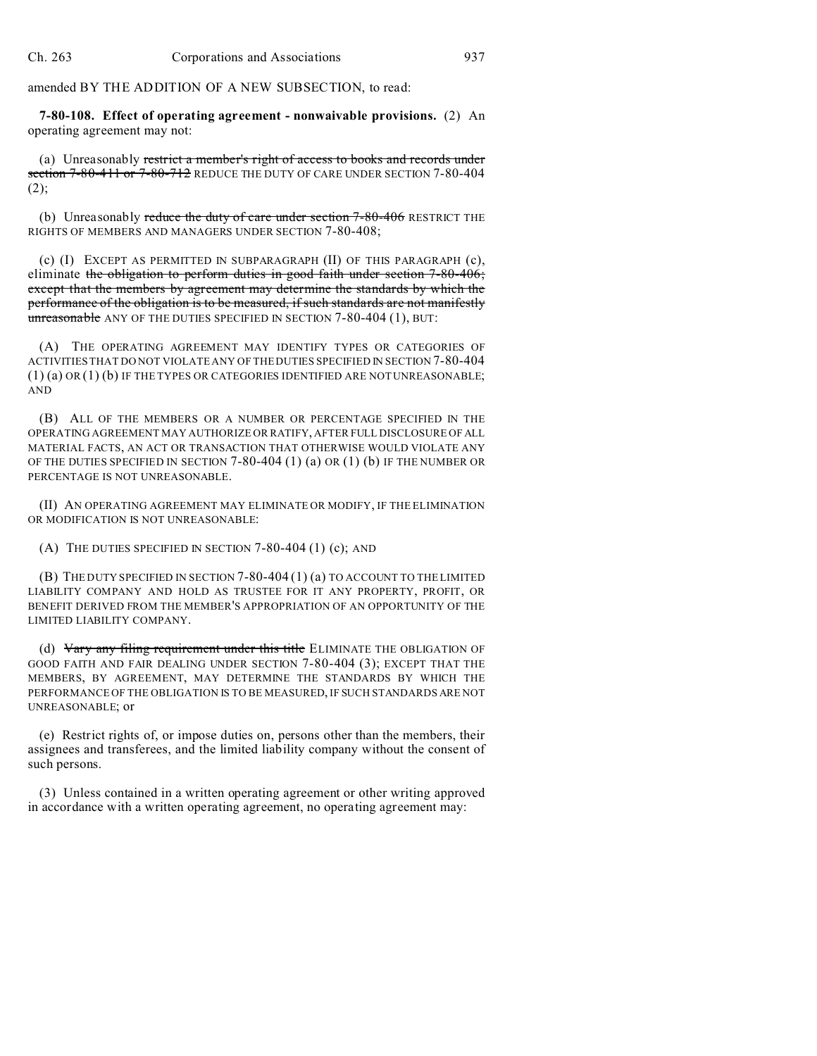amended BY THE ADDITION OF A NEW SUBSECTION, to read:

**7-80-108. Effect of operating agreement - nonwaivable provisions.** (2) An operating agreement may not:

(a) Unreasonably ~~restrict a member's right of access to books and records under section 7-80-411 or 7-80-712~~ REDUCE THE DUTY OF CARE UNDER SECTION 7-80-404 (2);

(b) Unreasonably ~~reduce the duty of care under section 7-80-406~~ RESTRICT THE RIGHTS OF MEMBERS AND MANAGERS UNDER SECTION 7-80-408;

(c) (I) EXCEPT AS PERMITTED IN SUBPARAGRAPH (II) OF THIS PARAGRAPH (c), eliminate ~~the obligation to perform duties in good faith under section 7-80-406; except that the members by agreement may determine the standards by which the performance of the obligation is to be measured, if such standards are not manifestly unreasonable~~ ANY OF THE DUTIES SPECIFIED IN SECTION 7-80-404 (1), BUT:

(A) THE OPERATING AGREEMENT MAY IDENTIFY TYPES OR CATEGORIES OF ACTIVITIES THAT DO NOT VIOLATE ANY OF THE DUTIES SPECIFIED IN SECTION 7-80-404 (1) (a) OR (1) (b) IF THE TYPES OR CATEGORIES IDENTIFIED ARE NOT UNREASONABLE; AND

(B) ALL OF THE MEMBERS OR A NUMBER OR PERCENTAGE SPECIFIED IN THE OPERATING AGREEMENT MAY AUTHORIZE OR RATIFY, AFTER FULL DISCLOSURE OF ALL MATERIAL FACTS, AN ACT OR TRANSACTION THAT OTHERWISE WOULD VIOLATE ANY OF THE DUTIES SPECIFIED IN SECTION 7-80-404 (1) (a) OR (1) (b) IF THE NUMBER OR PERCENTAGE IS NOT UNREASONABLE.

(II) AN OPERATING AGREEMENT MAY ELIMINATE OR MODIFY, IF THE ELIMINATION OR MODIFICATION IS NOT UNREASONABLE:

(A) THE DUTIES SPECIFIED IN SECTION 7-80-404 (1) (c); AND

(B) THE DUTY SPECIFIED IN SECTION 7-80-404 (1) (a) TO ACCOUNT TO THE LIMITED LIABILITY COMPANY AND HOLD AS TRUSTEE FOR IT ANY PROPERTY, PROFIT, OR BENEFIT DERIVED FROM THE MEMBER'S APPROPRIATION OF AN OPPORTUNITY OF THE LIMITED LIABILITY COMPANY.

(d) ~~Vary any filing requirement under this title~~ ELIMINATE THE OBLIGATION OF GOOD FAITH AND FAIR DEALING UNDER SECTION 7-80-404 (3); EXCEPT THAT THE MEMBERS, BY AGREEMENT, MAY DETERMINE THE STANDARDS BY WHICH THE PERFORMANCE OF THE OBLIGATION IS TO BE MEASURED, IF SUCH STANDARDS ARE NOT UNREASONABLE; or

(e) Restrict rights of, or impose duties on, persons other than the members, their assignees and transferees, and the limited liability company without the consent of such persons.

(3) Unless contained in a written operating agreement or other writing approved in accordance with a written operating agreement, no operating agreement may: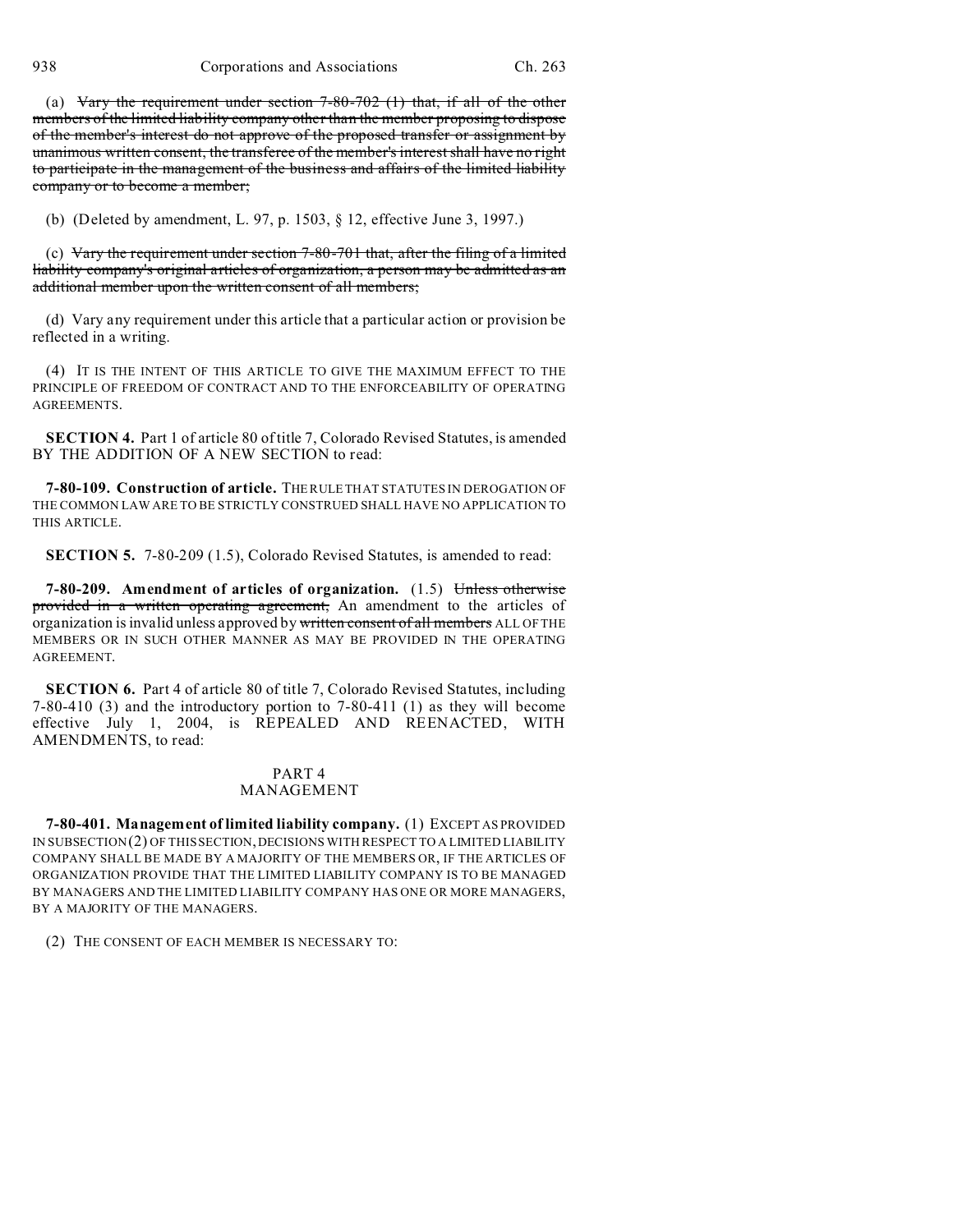(a) ~~Vary the requirement under section 7-80-702 (1) that, if all of the other members of the limited liability company other than the member proposing to dispose of the member's interest do not approve of the proposed transfer or assignment by unanimous written consent, the transferee of the member's interest shall have no right to participate in the management of the business and affairs of the limited liability company or to become a member;~~

(b) (Deleted by amendment, L. 97, p. 1503, § 12, effective June 3, 1997.)

(c) ~~Vary the requirement under section 7-80-701 that, after the filing of a limited liability company's original articles of organization, a person may be admitted as an additional member upon the written consent of all members;~~

(d) Vary any requirement under this article that a particular action or provision be reflected in a writing.

(4) IT IS THE INTENT OF THIS ARTICLE TO GIVE THE MAXIMUM EFFECT TO THE PRINCIPLE OF FREEDOM OF CONTRACT AND TO THE ENFORCEABILITY OF OPERATING AGREEMENTS.

**SECTION 4.** Part 1 of article 80 of title 7, Colorado Revised Statutes, is amended BY THE ADDITION OF A NEW SECTION to read:

**7-80-109. Construction of article.** THE RULE THAT STATUTES IN DEROGATION OF THE COMMON LAW ARE TO BE STRICTLY CONSTRUED SHALL HAVE NO APPLICATION TO THIS ARTICLE.

**SECTION 5.** 7-80-209 (1.5), Colorado Revised Statutes, is amended to read:

**7-80-209. Amendment of articles of organization.** (1.5) ~~Unless otherwise provided in a written operating agreement,~~ An amendment to the articles of organization is invalid unless approved by ~~written consent of all members~~ ALL OF THE MEMBERS OR IN SUCH OTHER MANNER AS MAY BE PROVIDED IN THE OPERATING AGREEMENT.

**SECTION 6.** Part 4 of article 80 of title 7, Colorado Revised Statutes, including 7-80-410 (3) and the introductory portion to 7-80-411 (1) as they will become effective July 1, 2004, is REPEALED AND REENACTED, WITH AMENDMENTS, to read:

## PART 4
## MANAGEMENT

**7-80-401. Management of limited liability company.** (1) EXCEPT AS PROVIDED IN SUBSECTION (2) OF THIS SECTION, DECISIONS WITH RESPECT TO A LIMITED LIABILITY COMPANY SHALL BE MADE BY A MAJORITY OF THE MEMBERS OR, IF THE ARTICLES OF ORGANIZATION PROVIDE THAT THE LIMITED LIABILITY COMPANY IS TO BE MANAGED BY MANAGERS AND THE LIMITED LIABILITY COMPANY HAS ONE OR MORE MANAGERS, BY A MAJORITY OF THE MANAGERS.

(2) THE CONSENT OF EACH MEMBER IS NECESSARY TO: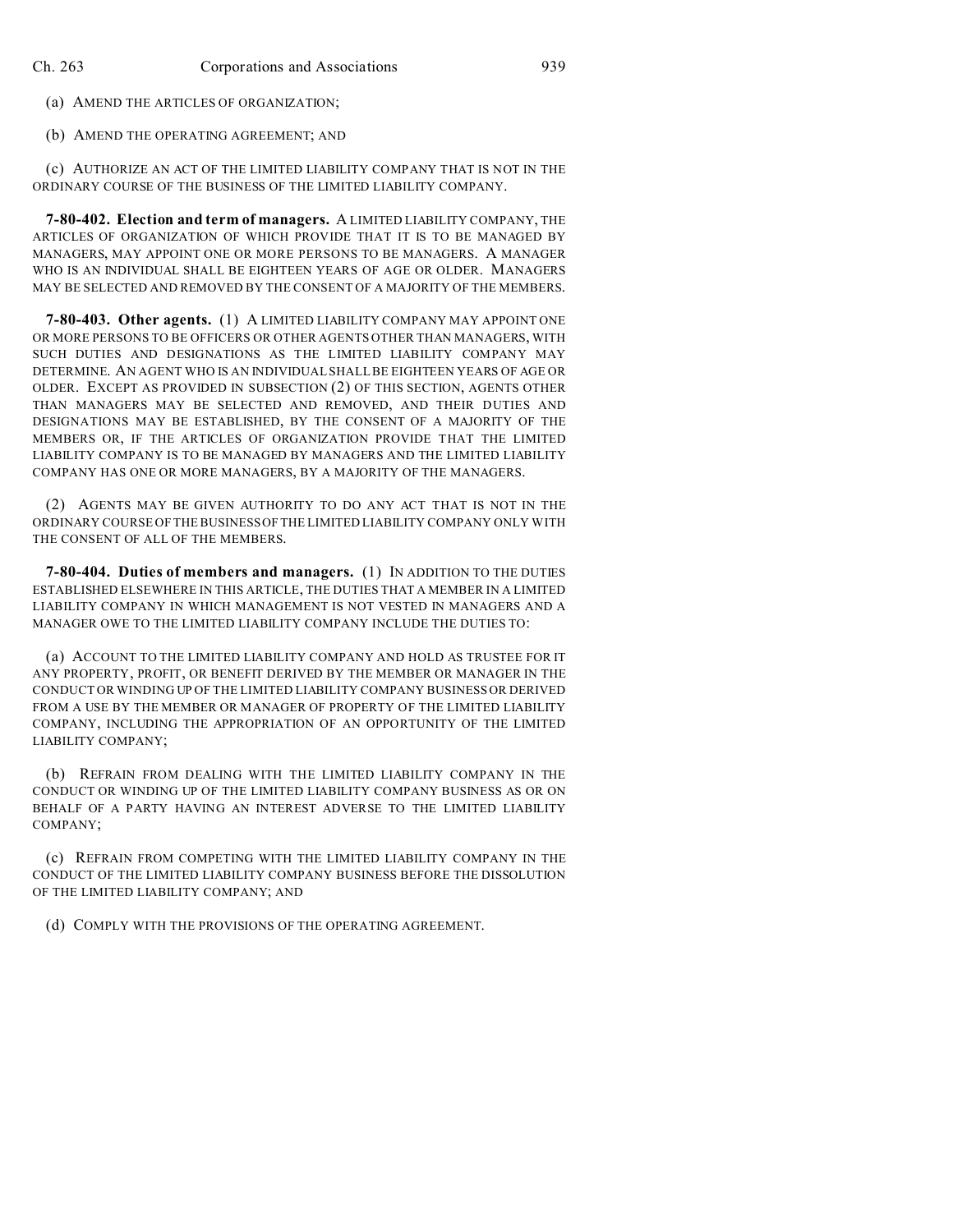(a) AMEND THE ARTICLES OF ORGANIZATION;

(b) AMEND THE OPERATING AGREEMENT; AND

(c) AUTHORIZE AN ACT OF THE LIMITED LIABILITY COMPANY THAT IS NOT IN THE ORDINARY COURSE OF THE BUSINESS OF THE LIMITED LIABILITY COMPANY.

**7-80-402. Election and term of managers.** A LIMITED LIABILITY COMPANY, THE ARTICLES OF ORGANIZATION OF WHICH PROVIDE THAT IT IS TO BE MANAGED BY MANAGERS, MAY APPOINT ONE OR MORE PERSONS TO BE MANAGERS. A MANAGER WHO IS AN INDIVIDUAL SHALL BE EIGHTEEN YEARS OF AGE OR OLDER. MANAGERS MAY BE SELECTED AND REMOVED BY THE CONSENT OF A MAJORITY OF THE MEMBERS.

**7-80-403. Other agents.** (1) A LIMITED LIABILITY COMPANY MAY APPOINT ONE OR MORE PERSONS TO BE OFFICERS OR OTHER AGENTS OTHER THAN MANAGERS, WITH SUCH DUTIES AND DESIGNATIONS AS THE LIMITED LIABILITY COMPANY MAY DETERMINE. AN AGENT WHO IS AN INDIVIDUAL SHALL BE EIGHTEEN YEARS OF AGE OR OLDER. EXCEPT AS PROVIDED IN SUBSECTION (2) OF THIS SECTION, AGENTS OTHER THAN MANAGERS MAY BE SELECTED AND REMOVED, AND THEIR DUTIES AND DESIGNATIONS MAY BE ESTABLISHED, BY THE CONSENT OF A MAJORITY OF THE MEMBERS OR, IF THE ARTICLES OF ORGANIZATION PROVIDE THAT THE LIMITED LIABILITY COMPANY IS TO BE MANAGED BY MANAGERS AND THE LIMITED LIABILITY COMPANY HAS ONE OR MORE MANAGERS, BY A MAJORITY OF THE MANAGERS.

(2) AGENTS MAY BE GIVEN AUTHORITY TO DO ANY ACT THAT IS NOT IN THE ORDINARY COURSE OF THE BUSINESS OF THE LIMITED LIABILITY COMPANY ONLY WITH THE CONSENT OF ALL OF THE MEMBERS.

**7-80-404. Duties of members and managers.** (1) IN ADDITION TO THE DUTIES ESTABLISHED ELSEWHERE IN THIS ARTICLE, THE DUTIES THAT A MEMBER IN A LIMITED LIABILITY COMPANY IN WHICH MANAGEMENT IS NOT VESTED IN MANAGERS AND A MANAGER OWE TO THE LIMITED LIABILITY COMPANY INCLUDE THE DUTIES TO:

(a) ACCOUNT TO THE LIMITED LIABILITY COMPANY AND HOLD AS TRUSTEE FOR IT ANY PROPERTY, PROFIT, OR BENEFIT DERIVED BY THE MEMBER OR MANAGER IN THE CONDUCT OR WINDING UP OF THE LIMITED LIABILITY COMPANY BUSINESS OR DERIVED FROM A USE BY THE MEMBER OR MANAGER OF PROPERTY OF THE LIMITED LIABILITY COMPANY, INCLUDING THE APPROPRIATION OF AN OPPORTUNITY OF THE LIMITED LIABILITY COMPANY;

(b) REFRAIN FROM DEALING WITH THE LIMITED LIABILITY COMPANY IN THE CONDUCT OR WINDING UP OF THE LIMITED LIABILITY COMPANY BUSINESS AS OR ON BEHALF OF A PARTY HAVING AN INTEREST ADVERSE TO THE LIMITED LIABILITY COMPANY;

(c) REFRAIN FROM COMPETING WITH THE LIMITED LIABILITY COMPANY IN THE CONDUCT OF THE LIMITED LIABILITY COMPANY BUSINESS BEFORE THE DISSOLUTION OF THE LIMITED LIABILITY COMPANY; AND

(d) COMPLY WITH THE PROVISIONS OF THE OPERATING AGREEMENT.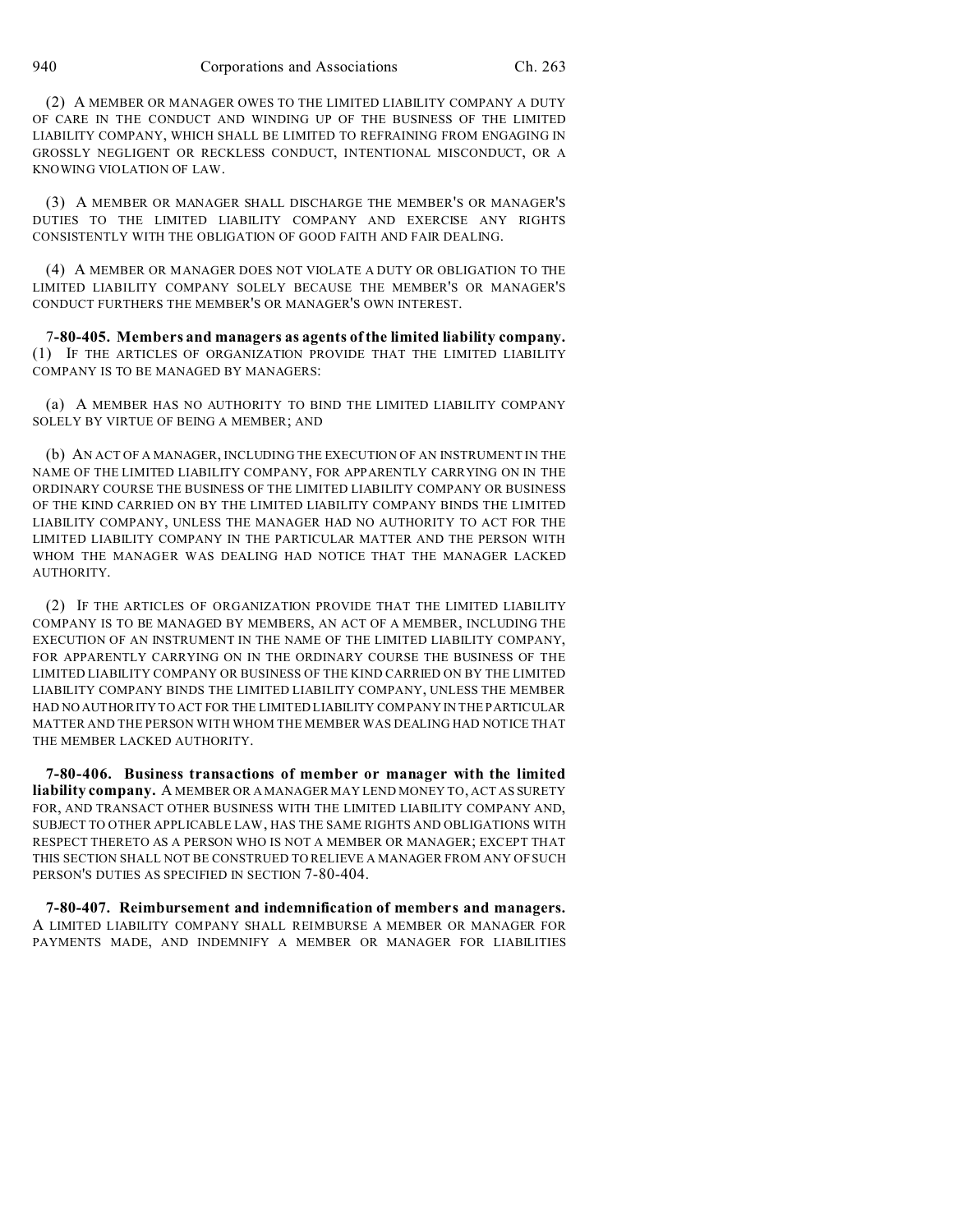(2) A MEMBER OR MANAGER OWES TO THE LIMITED LIABILITY COMPANY A DUTY OF CARE IN THE CONDUCT AND WINDING UP OF THE BUSINESS OF THE LIMITED LIABILITY COMPANY, WHICH SHALL BE LIMITED TO REFRAINING FROM ENGAGING IN GROSSLY NEGLIGENT OR RECKLESS CONDUCT, INTENTIONAL MISCONDUCT, OR A KNOWING VIOLATION OF LAW.

(3) A MEMBER OR MANAGER SHALL DISCHARGE THE MEMBER'S OR MANAGER'S DUTIES TO THE LIMITED LIABILITY COMPANY AND EXERCISE ANY RIGHTS CONSISTENTLY WITH THE OBLIGATION OF GOOD FAITH AND FAIR DEALING.

(4) A MEMBER OR MANAGER DOES NOT VIOLATE A DUTY OR OBLIGATION TO THE LIMITED LIABILITY COMPANY SOLELY BECAUSE THE MEMBER'S OR MANAGER'S CONDUCT FURTHERS THE MEMBER'S OR MANAGER'S OWN INTEREST.

**7-80-405. Members and managers as agents of the limited liability company.** (1) IF THE ARTICLES OF ORGANIZATION PROVIDE THAT THE LIMITED LIABILITY COMPANY IS TO BE MANAGED BY MANAGERS:

(a) A MEMBER HAS NO AUTHORITY TO BIND THE LIMITED LIABILITY COMPANY SOLELY BY VIRTUE OF BEING A MEMBER; AND

(b) AN ACT OF A MANAGER, INCLUDING THE EXECUTION OF AN INSTRUMENT IN THE NAME OF THE LIMITED LIABILITY COMPANY, FOR APPARENTLY CARRYING ON IN THE ORDINARY COURSE THE BUSINESS OF THE LIMITED LIABILITY COMPANY OR BUSINESS OF THE KIND CARRIED ON BY THE LIMITED LIABILITY COMPANY BINDS THE LIMITED LIABILITY COMPANY, UNLESS THE MANAGER HAD NO AUTHORITY TO ACT FOR THE LIMITED LIABILITY COMPANY IN THE PARTICULAR MATTER AND THE PERSON WITH WHOM THE MANAGER WAS DEALING HAD NOTICE THAT THE MANAGER LACKED AUTHORITY.

(2) IF THE ARTICLES OF ORGANIZATION PROVIDE THAT THE LIMITED LIABILITY COMPANY IS TO BE MANAGED BY MEMBERS, AN ACT OF A MEMBER, INCLUDING THE EXECUTION OF AN INSTRUMENT IN THE NAME OF THE LIMITED LIABILITY COMPANY, FOR APPARENTLY CARRYING ON IN THE ORDINARY COURSE THE BUSINESS OF THE LIMITED LIABILITY COMPANY OR BUSINESS OF THE KIND CARRIED ON BY THE LIMITED LIABILITY COMPANY BINDS THE LIMITED LIABILITY COMPANY, UNLESS THE MEMBER HAD NO AUTHORITY TO ACT FOR THE LIMITED LIABILITY COMPANY IN THE PARTICULAR MATTER AND THE PERSON WITH WHOM THE MEMBER WAS DEALING HAD NOTICE THAT THE MEMBER LACKED AUTHORITY.

**7-80-406. Business transactions of member or manager with the limited liability company.** A MEMBER OR A MANAGER MAY LEND MONEY TO, ACT AS SURETY FOR, AND TRANSACT OTHER BUSINESS WITH THE LIMITED LIABILITY COMPANY AND, SUBJECT TO OTHER APPLICABLE LAW, HAS THE SAME RIGHTS AND OBLIGATIONS WITH RESPECT THERETO AS A PERSON WHO IS NOT A MEMBER OR MANAGER; EXCEPT THAT THIS SECTION SHALL NOT BE CONSTRUED TO RELIEVE A MANAGER FROM ANY OF SUCH PERSON'S DUTIES AS SPECIFIED IN SECTION 7-80-404.

**7-80-407. Reimbursement and indemnification of members and managers.** A LIMITED LIABILITY COMPANY SHALL REIMBURSE A MEMBER OR MANAGER FOR PAYMENTS MADE, AND INDEMNIFY A MEMBER OR MANAGER FOR LIABILITIES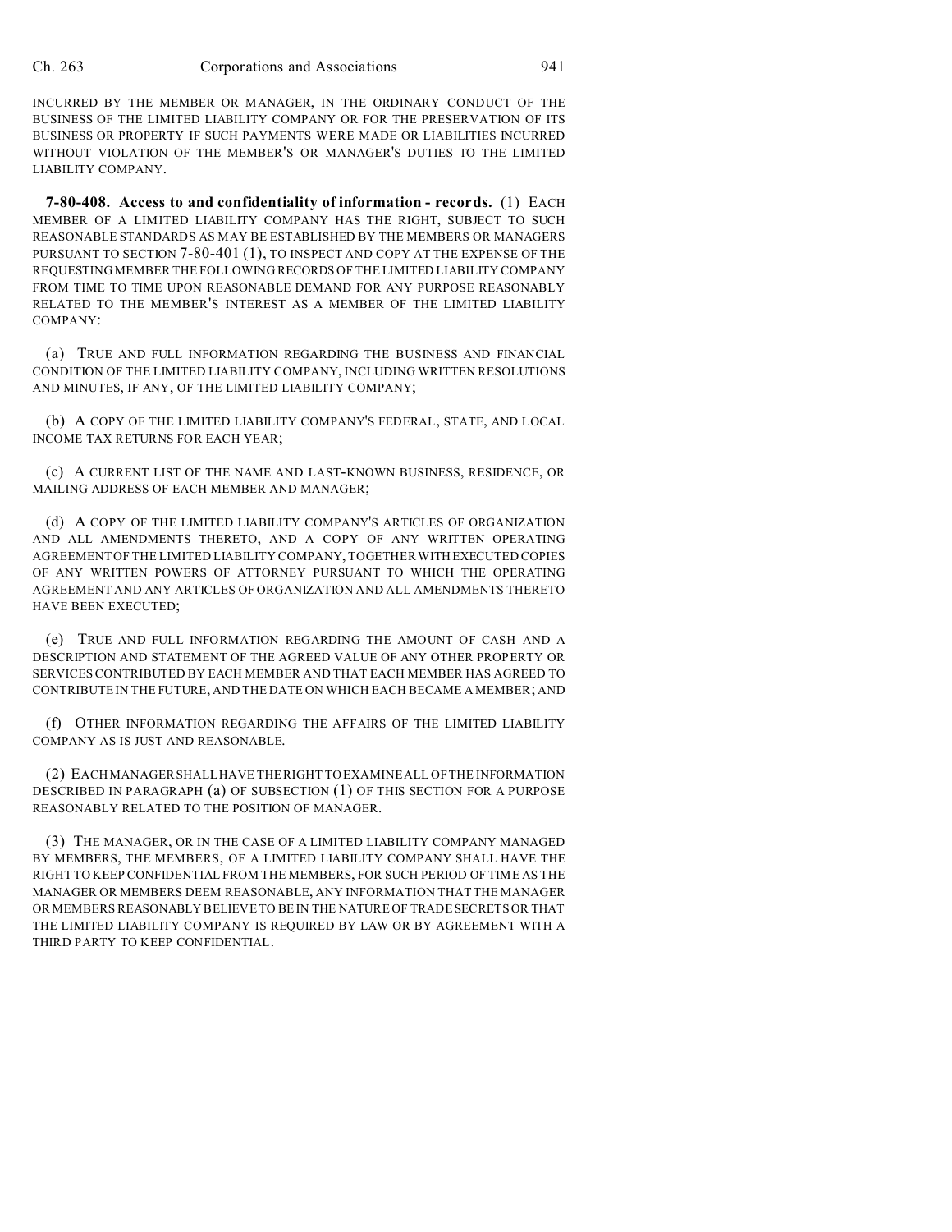INCURRED BY THE MEMBER OR MANAGER, IN THE ORDINARY CONDUCT OF THE BUSINESS OF THE LIMITED LIABILITY COMPANY OR FOR THE PRESERVATION OF ITS BUSINESS OR PROPERTY IF SUCH PAYMENTS WERE MADE OR LIABILITIES INCURRED WITHOUT VIOLATION OF THE MEMBER'S OR MANAGER'S DUTIES TO THE LIMITED LIABILITY COMPANY.

**7-80-408. Access to and confidentiality of information - records.** (1) EACH MEMBER OF A LIMITED LIABILITY COMPANY HAS THE RIGHT, SUBJECT TO SUCH REASONABLE STANDARDS AS MAY BE ESTABLISHED BY THE MEMBERS OR MANAGERS PURSUANT TO SECTION 7-80-401 (1), TO INSPECT AND COPY AT THE EXPENSE OF THE REQUESTING MEMBER THE FOLLOWING RECORDS OF THE LIMITED LIABILITY COMPANY FROM TIME TO TIME UPON REASONABLE DEMAND FOR ANY PURPOSE REASONABLY RELATED TO THE MEMBER'S INTEREST AS A MEMBER OF THE LIMITED LIABILITY COMPANY:

(a) TRUE AND FULL INFORMATION REGARDING THE BUSINESS AND FINANCIAL CONDITION OF THE LIMITED LIABILITY COMPANY, INCLUDING WRITTEN RESOLUTIONS AND MINUTES, IF ANY, OF THE LIMITED LIABILITY COMPANY;

(b) A COPY OF THE LIMITED LIABILITY COMPANY'S FEDERAL, STATE, AND LOCAL INCOME TAX RETURNS FOR EACH YEAR;

(c) A CURRENT LIST OF THE NAME AND LAST-KNOWN BUSINESS, RESIDENCE, OR MAILING ADDRESS OF EACH MEMBER AND MANAGER;

(d) A COPY OF THE LIMITED LIABILITY COMPANY'S ARTICLES OF ORGANIZATION AND ALL AMENDMENTS THERETO, AND A COPY OF ANY WRITTEN OPERATING AGREEMENT OF THE LIMITED LIABILITY COMPANY, TOGETHER WITH EXECUTED COPIES OF ANY WRITTEN POWERS OF ATTORNEY PURSUANT TO WHICH THE OPERATING AGREEMENT AND ANY ARTICLES OF ORGANIZATION AND ALL AMENDMENTS THERETO HAVE BEEN EXECUTED;

(e) TRUE AND FULL INFORMATION REGARDING THE AMOUNT OF CASH AND A DESCRIPTION AND STATEMENT OF THE AGREED VALUE OF ANY OTHER PROPERTY OR SERVICES CONTRIBUTED BY EACH MEMBER AND THAT EACH MEMBER HAS AGREED TO CONTRIBUTE IN THE FUTURE, AND THE DATE ON WHICH EACH BECAME A MEMBER; AND

(f) OTHER INFORMATION REGARDING THE AFFAIRS OF THE LIMITED LIABILITY COMPANY AS IS JUST AND REASONABLE.

(2) EACH MANAGER SHALL HAVE THE RIGHT TO EXAMINE ALL OF THE INFORMATION DESCRIBED IN PARAGRAPH (a) OF SUBSECTION (1) OF THIS SECTION FOR A PURPOSE REASONABLY RELATED TO THE POSITION OF MANAGER.

(3) THE MANAGER, OR IN THE CASE OF A LIMITED LIABILITY COMPANY MANAGED BY MEMBERS, THE MEMBERS, OF A LIMITED LIABILITY COMPANY SHALL HAVE THE RIGHT TO KEEP CONFIDENTIAL FROM THE MEMBERS, FOR SUCH PERIOD OF TIME AS THE MANAGER OR MEMBERS DEEM REASONABLE, ANY INFORMATION THAT THE MANAGER OR MEMBERS REASONABLY BELIEVE TO BE IN THE NATURE OF TRADE SECRETS OR THAT THE LIMITED LIABILITY COMPANY IS REQUIRED BY LAW OR BY AGREEMENT WITH A THIRD PARTY TO KEEP CONFIDENTIAL.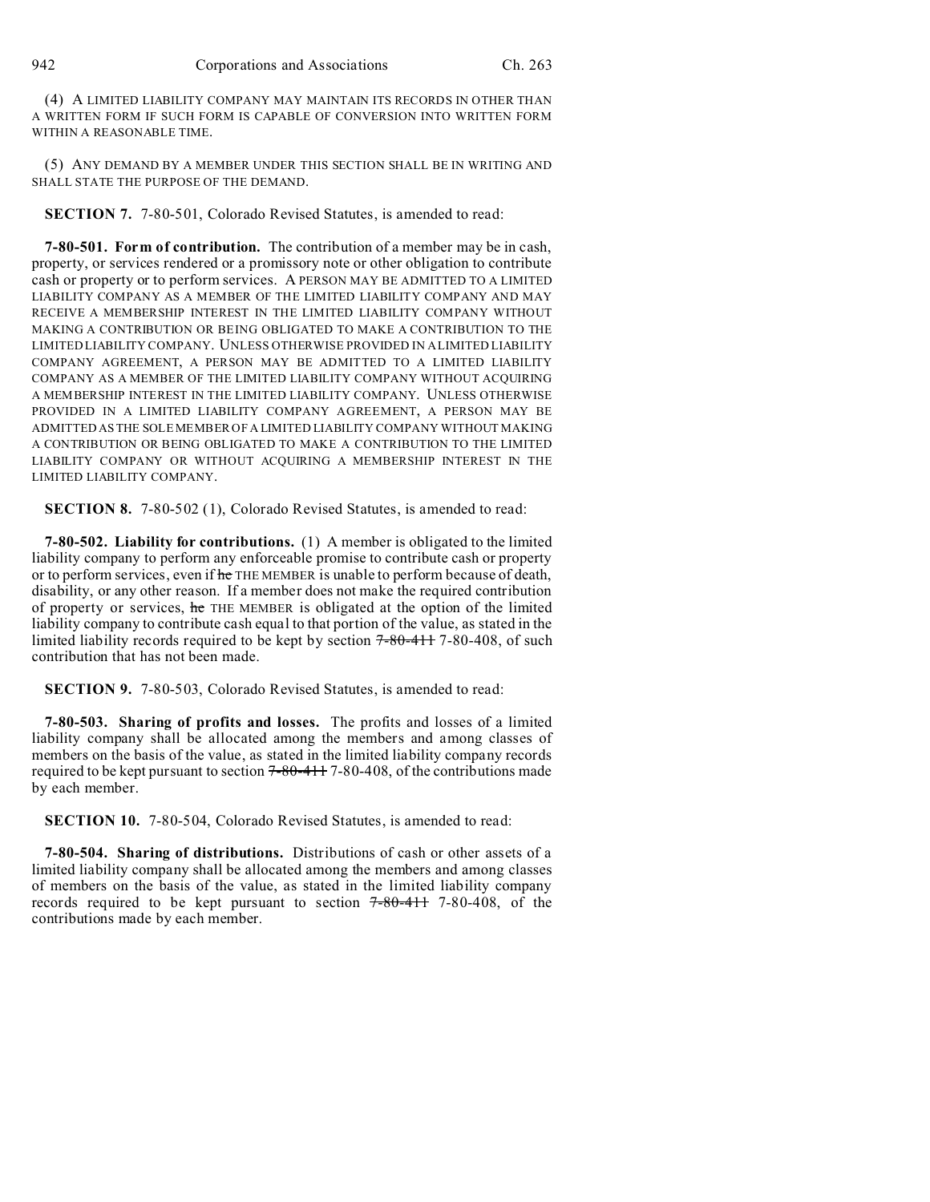(4) A LIMITED LIABILITY COMPANY MAY MAINTAIN ITS RECORDS IN OTHER THAN A WRITTEN FORM IF SUCH FORM IS CAPABLE OF CONVERSION INTO WRITTEN FORM WITHIN A REASONABLE TIME.

(5) ANY DEMAND BY A MEMBER UNDER THIS SECTION SHALL BE IN WRITING AND SHALL STATE THE PURPOSE OF THE DEMAND.

**SECTION 7.** 7-80-501, Colorado Revised Statutes, is amended to read:

**7-80-501. Form of contribution.** The contribution of a member may be in cash, property, or services rendered or a promissory note or other obligation to contribute cash or property or to perform services. A PERSON MAY BE ADMITTED TO A LIMITED LIABILITY COMPANY AS A MEMBER OF THE LIMITED LIABILITY COMPANY AND MAY RECEIVE A MEMBERSHIP INTEREST IN THE LIMITED LIABILITY COMPANY WITHOUT MAKING A CONTRIBUTION OR BEING OBLIGATED TO MAKE A CONTRIBUTION TO THE LIMITED LIABILITY COMPANY. UNLESS OTHERWISE PROVIDED IN A LIMITED LIABILITY COMPANY AGREEMENT, A PERSON MAY BE ADMITTED TO A LIMITED LIABILITY COMPANY AS A MEMBER OF THE LIMITED LIABILITY COMPANY WITHOUT ACQUIRING A MEMBERSHIP INTEREST IN THE LIMITED LIABILITY COMPANY. UNLESS OTHERWISE PROVIDED IN A LIMITED LIABILITY COMPANY AGREEMENT, A PERSON MAY BE ADMITTED AS THE SOLE MEMBER OF A LIMITED LIABILITY COMPANY WITHOUT MAKING A CONTRIBUTION OR BEING OBLIGATED TO MAKE A CONTRIBUTION TO THE LIMITED LIABILITY COMPANY OR WITHOUT ACQUIRING A MEMBERSHIP INTEREST IN THE LIMITED LIABILITY COMPANY.

**SECTION 8.** 7-80-502 (1), Colorado Revised Statutes, is amended to read:

**7-80-502. Liability for contributions.** (1) A member is obligated to the limited liability company to perform any enforceable promise to contribute cash or property or to perform services, even if ~~he~~ THE MEMBER is unable to perform because of death, disability, or any other reason. If a member does not make the required contribution of property or services, ~~he~~ THE MEMBER is obligated at the option of the limited liability company to contribute cash equal to that portion of the value, as stated in the limited liability records required to be kept by section ~~7-80-411~~ 7-80-408, of such contribution that has not been made.

**SECTION 9.** 7-80-503, Colorado Revised Statutes, is amended to read:

**7-80-503. Sharing of profits and losses.** The profits and losses of a limited liability company shall be allocated among the members and among classes of members on the basis of the value, as stated in the limited liability company records required to be kept pursuant to section ~~7-80-411~~ 7-80-408, of the contributions made by each member.

**SECTION 10.** 7-80-504, Colorado Revised Statutes, is amended to read:

**7-80-504. Sharing of distributions.** Distributions of cash or other assets of a limited liability company shall be allocated among the members and among classes of members on the basis of the value, as stated in the limited liability company records required to be kept pursuant to section ~~7-80-411~~ 7-80-408, of the contributions made by each member.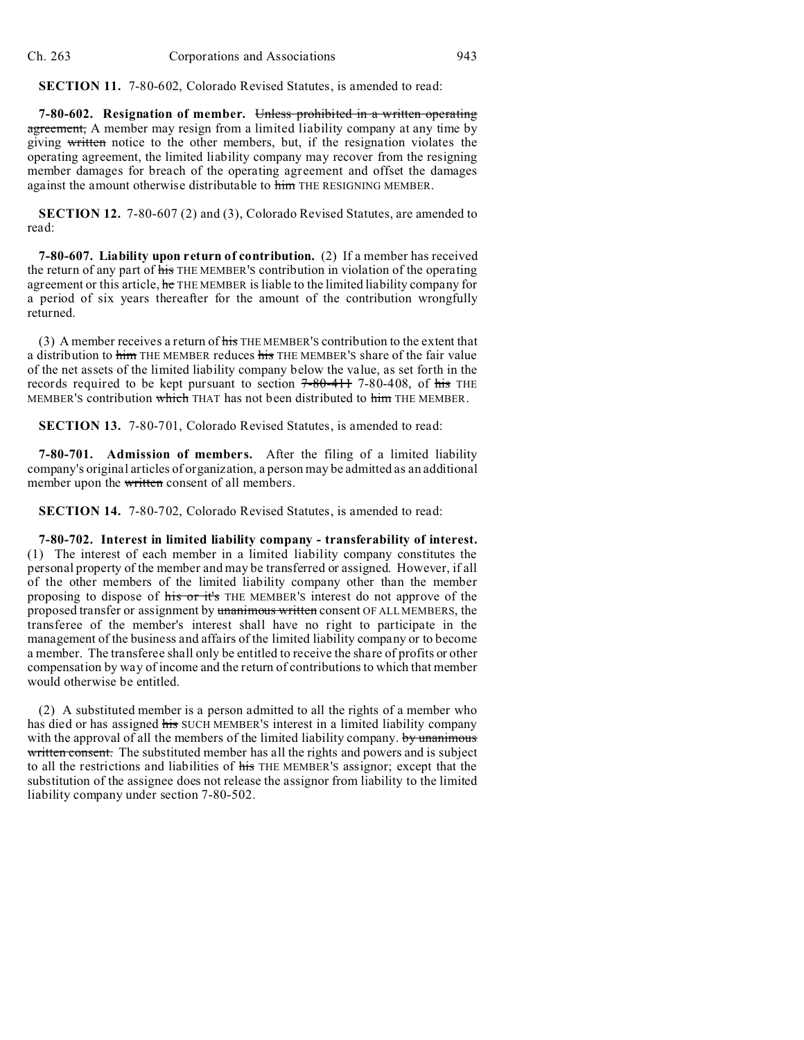**SECTION 11.** 7-80-602, Colorado Revised Statutes, is amended to read:

**7-80-602. Resignation of member.** ~~Unless prohibited in a written operating agreement,~~ A member may resign from a limited liability company at any time by giving ~~written~~ notice to the other members, but, if the resignation violates the operating agreement, the limited liability company may recover from the resigning member damages for breach of the operating agreement and offset the damages against the amount otherwise distributable to ~~him~~ THE RESIGNING MEMBER.

**SECTION 12.** 7-80-607 (2) and (3), Colorado Revised Statutes, are amended to read:

**7-80-607. Liability upon return of contribution.** (2) If a member has received the return of any part of ~~his~~ THE MEMBER'S contribution in violation of the operating agreement or this article, ~~he~~ THE MEMBER is liable to the limited liability company for a period of six years thereafter for the amount of the contribution wrongfully returned.

(3) A member receives a return of ~~his~~ THE MEMBER'S contribution to the extent that a distribution to ~~him~~ THE MEMBER reduces ~~his~~ THE MEMBER'S share of the fair value of the net assets of the limited liability company below the value, as set forth in the records required to be kept pursuant to section ~~7-80-411~~ 7-80-408, of ~~his~~ THE MEMBER'S contribution ~~which~~ THAT has not been distributed to ~~him~~ THE MEMBER.

**SECTION 13.** 7-80-701, Colorado Revised Statutes, is amended to read:

**7-80-701. Admission of members.** After the filing of a limited liability company's original articles of organization, a person may be admitted as an additional member upon the ~~written~~ consent of all members.

**SECTION 14.** 7-80-702, Colorado Revised Statutes, is amended to read:

**7-80-702. Interest in limited liability company - transferability of interest.** (1) The interest of each member in a limited liability company constitutes the personal property of the member and may be transferred or assigned. However, if all of the other members of the limited liability company other than the member proposing to dispose of ~~his or it's~~ THE MEMBER'S interest do not approve of the proposed transfer or assignment by ~~unanimous written~~ consent OF ALL MEMBERS, the transferee of the member's interest shall have no right to participate in the management of the business and affairs of the limited liability company or to become a member. The transferee shall only be entitled to receive the share of profits or other compensation by way of income and the return of contributions to which that member would otherwise be entitled.

(2) A substituted member is a person admitted to all the rights of a member who has died or has assigned ~~his~~ SUCH MEMBER'S interest in a limited liability company with the approval of all the members of the limited liability company. ~~by unanimous written consent.~~ The substituted member has all the rights and powers and is subject to all the restrictions and liabilities of ~~his~~ THE MEMBER'S assignor; except that the substitution of the assignee does not release the assignor from liability to the limited liability company under section 7-80-502.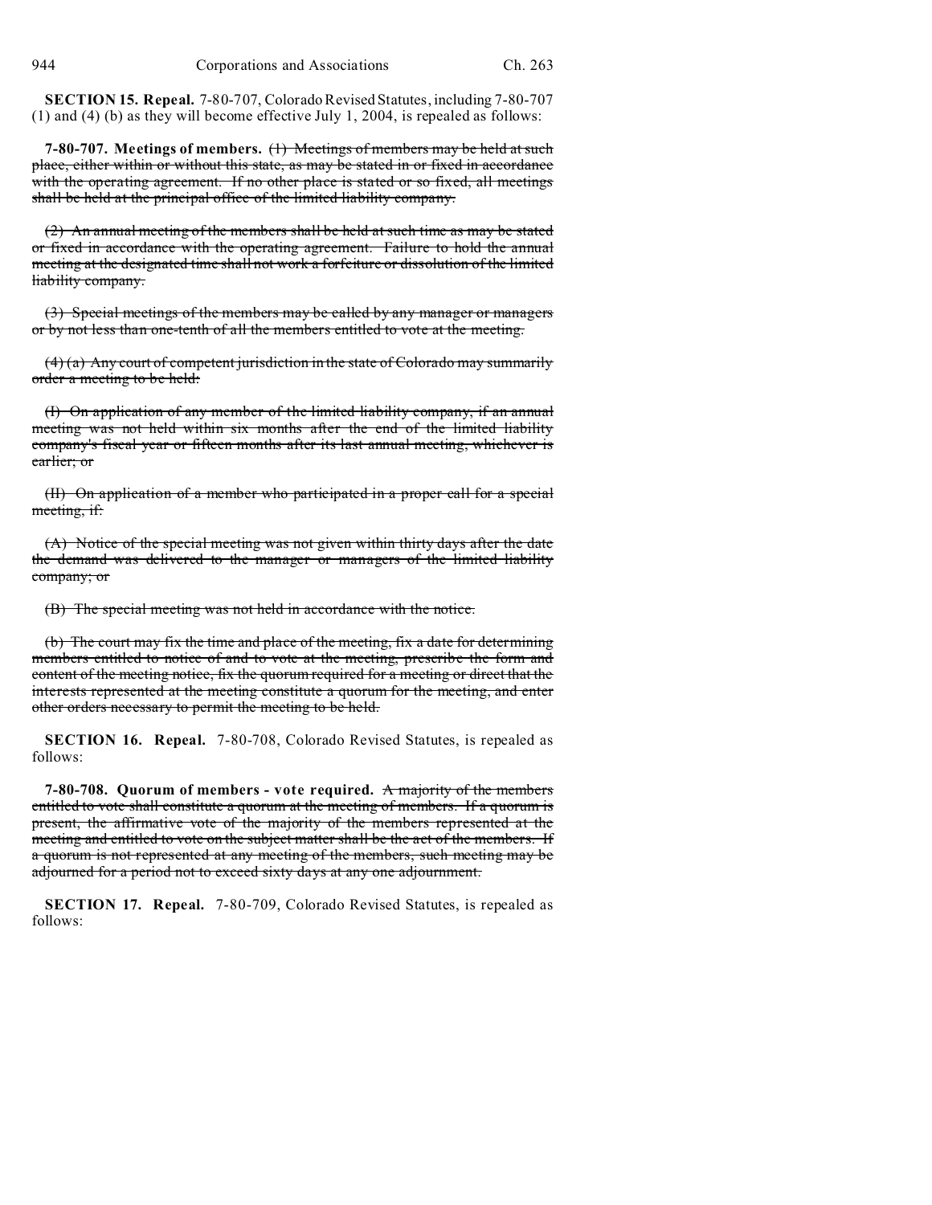**SECTION 15. Repeal.** 7-80-707, Colorado Revised Statutes, including 7-80-707 (1) and (4) (b) as they will become effective July 1, 2004, is repealed as follows:

**7-80-707. Meetings of members.** ~~(1) Meetings of members may be held at such place, either within or without this state, as may be stated in or fixed in accordance with the operating agreement. If no other place is stated or so fixed, all meetings shall be held at the principal office of the limited liability company.~~

~~(2) An annual meeting of the members shall be held at such time as may be stated or fixed in accordance with the operating agreement. Failure to hold the annual meeting at the designated time shall not work a forfeiture or dissolution of the limited liability company.~~

~~(3) Special meetings of the members may be called by any manager or managers or by not less than one-tenth of all the members entitled to vote at the meeting.~~

~~(4) (a) Any court of competent jurisdiction in the state of Colorado may summarily order a meeting to be held:~~

~~(I) On application of any member of the limited liability company, if an annual meeting was not held within six months after the end of the limited liability company's fiscal year or fifteen months after its last annual meeting, whichever is earlier; or~~

~~(II) On application of a member who participated in a proper call for a special meeting, if:~~

~~(A) Notice of the special meeting was not given within thirty days after the date the demand was delivered to the manager or managers of the limited liability company; or~~

~~(B) The special meeting was not held in accordance with the notice.~~

~~(b) The court may fix the time and place of the meeting, fix a date for determining members entitled to notice of and to vote at the meeting, prescribe the form and content of the meeting notice, fix the quorum required for a meeting or direct that the interests represented at the meeting constitute a quorum for the meeting, and enter other orders necessary to permit the meeting to be held.~~

**SECTION 16. Repeal.** 7-80-708, Colorado Revised Statutes, is repealed as follows:

**7-80-708. Quorum of members - vote required.** ~~A majority of the members entitled to vote shall constitute a quorum at the meeting of members. If a quorum is present, the affirmative vote of the majority of the members represented at the meeting and entitled to vote on the subject matter shall be the act of the members. If a quorum is not represented at any meeting of the members, such meeting may be adjourned for a period not to exceed sixty days at any one adjournment.~~

**SECTION 17. Repeal.** 7-80-709, Colorado Revised Statutes, is repealed as follows: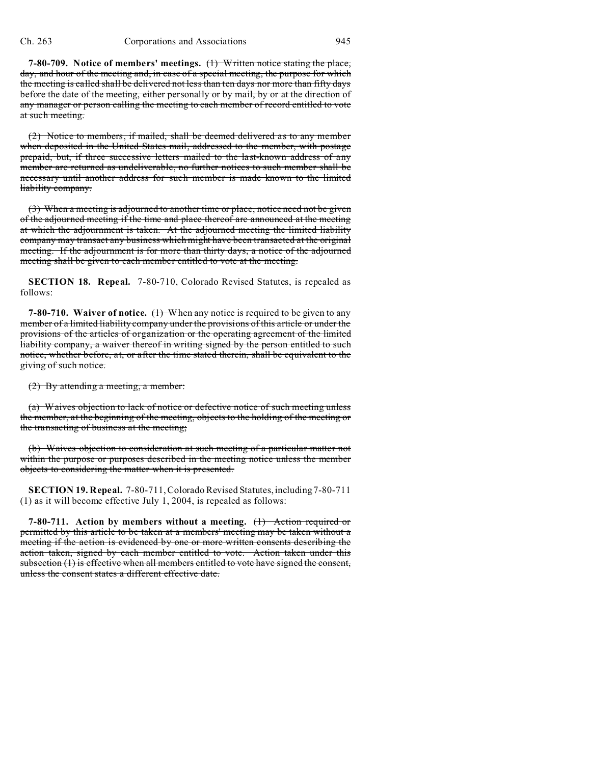**7-80-709. Notice of members' meetings.** ~~(1) Written notice stating the place, day, and hour of the meeting and, in case of a special meeting, the purpose for which the meeting is called shall be delivered not less than ten days nor more than fifty days before the date of the meeting, either personally or by mail, by or at the direction of any manager or person calling the meeting to each member of record entitled to vote at such meeting.~~

~~(2) Notice to members, if mailed, shall be deemed delivered as to any member when deposited in the United States mail, addressed to the member, with postage prepaid, but, if three successive letters mailed to the last-known address of any member are returned as undeliverable, no further notices to such member shall be necessary until another address for such member is made known to the limited liability company.~~

~~(3) When a meeting is adjourned to another time or place, notice need not be given of the adjourned meeting if the time and place thereof are announced at the meeting at which the adjournment is taken. At the adjourned meeting the limited liability company may transact any business which might have been transacted at the original meeting. If the adjournment is for more than thirty days, a notice of the adjourned meeting shall be given to each member entitled to vote at the meeting.~~

**SECTION 18. Repeal.** 7-80-710, Colorado Revised Statutes, is repealed as follows:

**7-80-710. Waiver of notice.** ~~(1) When any notice is required to be given to any member of a limited liability company under the provisions of this article or under the provisions of the articles of organization or the operating agreement of the limited liability company, a waiver thereof in writing signed by the person entitled to such notice, whether before, at, or after the time stated therein, shall be equivalent to the giving of such notice.~~

~~(2) By attending a meeting, a member:~~

~~(a) Waives objection to lack of notice or defective notice of such meeting unless the member, at the beginning of the meeting, objects to the holding of the meeting or the transacting of business at the meeting;~~

~~(b) Waives objection to consideration at such meeting of a particular matter not within the purpose or purposes described in the meeting notice unless the member objects to considering the matter when it is presented.~~

**SECTION 19. Repeal.** 7-80-711, Colorado Revised Statutes, including 7-80-711 (1) as it will become effective July 1, 2004, is repealed as follows:

**7-80-711. Action by members without a meeting.** ~~(1) Action required or permitted by this article to be taken at a members' meeting may be taken without a meeting if the action is evidenced by one or more written consents describing the action taken, signed by each member entitled to vote. Action taken under this subsection (1) is effective when all members entitled to vote have signed the consent, unless the consent states a different effective date.~~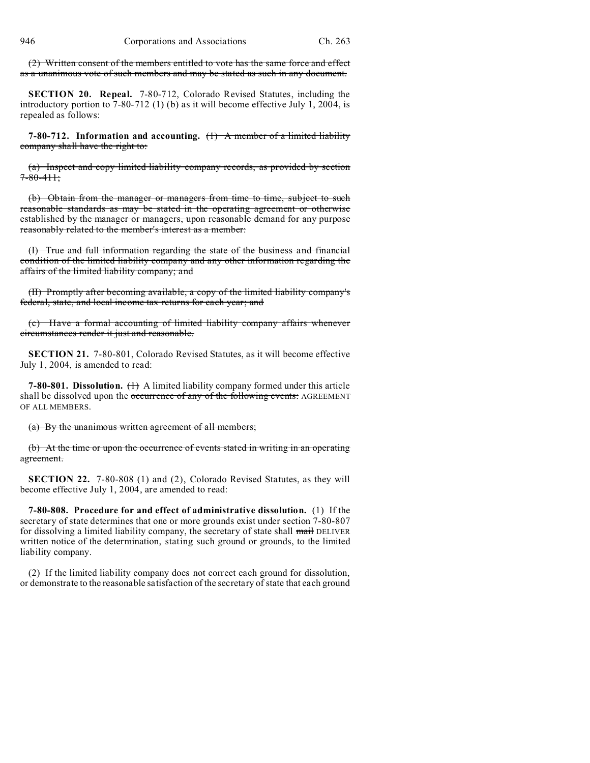~~(2) Written consent of the members entitled to vote has the same force and effect as a unanimous vote of such members and may be stated as such in any document.~~

**SECTION 20. Repeal.** 7-80-712, Colorado Revised Statutes, including the introductory portion to 7-80-712 (1) (b) as it will become effective July 1, 2004, is repealed as follows:

**7-80-712. Information and accounting.** ~~(1) A member of a limited liability company shall have the right to:~~

~~(a) Inspect and copy limited liability company records, as provided by section 7-80-411;~~

~~(b) Obtain from the manager or managers from time to time, subject to such reasonable standards as may be stated in the operating agreement or otherwise established by the manager or managers, upon reasonable demand for any purpose reasonably related to the member's interest as a member:~~

~~(I) True and full information regarding the state of the business and financial condition of the limited liability company and any other information regarding the affairs of the limited liability company; and~~

~~(II) Promptly after becoming available, a copy of the limited liability company's federal, state, and local income tax returns for each year; and~~

~~(c) Have a formal accounting of limited liability company affairs whenever circumstances render it just and reasonable.~~

**SECTION 21.** 7-80-801, Colorado Revised Statutes, as it will become effective July 1, 2004, is amended to read:

**7-80-801. Dissolution.** ~~(1)~~ A limited liability company formed under this article shall be dissolved upon the ~~occurrence of any of the following events:~~ AGREEMENT OF ALL MEMBERS.

~~(a) By the unanimous written agreement of all members;~~

~~(b) At the time or upon the occurrence of events stated in writing in an operating agreement.~~

**SECTION 22.** 7-80-808 (1) and (2), Colorado Revised Statutes, as they will become effective July 1, 2004, are amended to read:

**7-80-808. Procedure for and effect of administrative dissolution.** (1) If the secretary of state determines that one or more grounds exist under section 7-80-807 for dissolving a limited liability company, the secretary of state shall ~~mail~~ DELIVER written notice of the determination, stating such ground or grounds, to the limited liability company.

(2) If the limited liability company does not correct each ground for dissolution, or demonstrate to the reasonable satisfaction of the secretary of state that each ground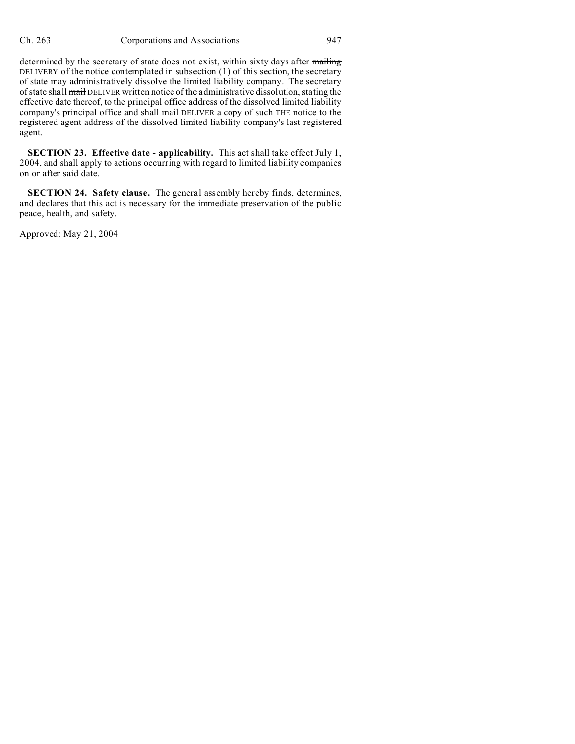determined by the secretary of state does not exist, within sixty days after ~~mailing~~ DELIVERY of the notice contemplated in subsection (1) of this section, the secretary of state may administratively dissolve the limited liability company. The secretary of state shall ~~mail~~ DELIVER written notice of the administrative dissolution, stating the effective date thereof, to the principal office address of the dissolved limited liability company's principal office and shall ~~mail~~ DELIVER a copy of ~~such~~ THE notice to the registered agent address of the dissolved limited liability company's last registered agent.

**SECTION 23. Effective date - applicability.** This act shall take effect July 1, 2004, and shall apply to actions occurring with regard to limited liability companies on or after said date.

**SECTION 24. Safety clause.** The general assembly hereby finds, determines, and declares that this act is necessary for the immediate preservation of the public peace, health, and safety.

Approved: May 21, 2004